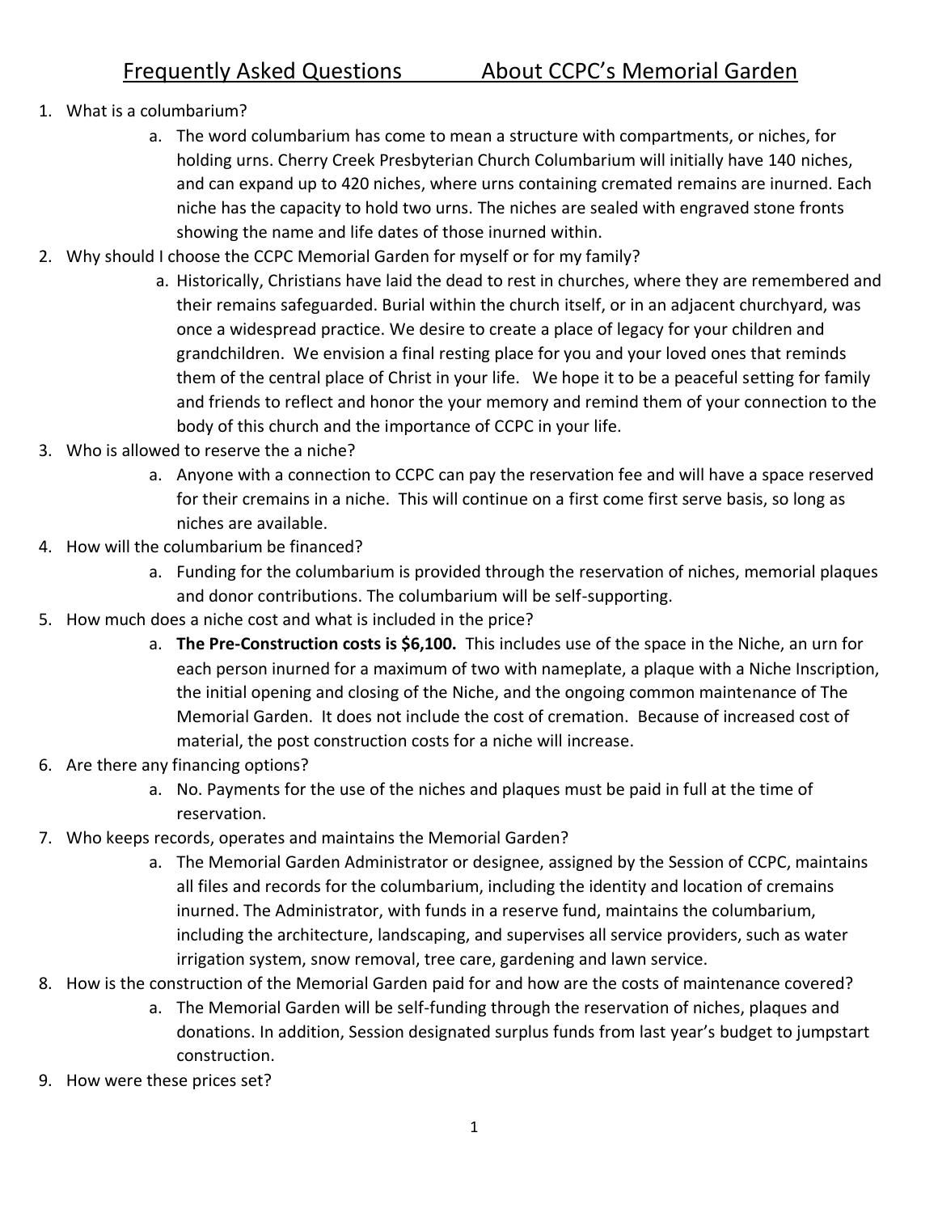# Frequently Asked Questions About CCPC's Memorial Garden

1. What is a columbarium?
   a. The word columbarium has come to mean a structure with compartments, or niches, for holding urns. Cherry Creek Presbyterian Church Columbarium will initially have 140 niches, and can expand up to 420 niches, where urns containing cremated remains are inurned. Each niche has the capacity to hold two urns. The niches are sealed with engraved stone fronts showing the name and life dates of those inurned within.
2. Why should I choose the CCPC Memorial Garden for myself or for my family?
   a. Historically, Christians have laid the dead to rest in churches, where they are remembered and their remains safeguarded. Burial within the church itself, or in an adjacent churchyard, was once a widespread practice. We desire to create a place of legacy for your children and grandchildren. We envision a final resting place for you and your loved ones that reminds them of the central place of Christ in your life. We hope it to be a peaceful setting for family and friends to reflect and honor the your memory and remind them of your connection to the body of this church and the importance of CCPC in your life.
3. Who is allowed to reserve the a niche?
   a. Anyone with a connection to CCPC can pay the reservation fee and will have a space reserved for their cremains in a niche. This will continue on a first come first serve basis, so long as niches are available.
4. How will the columbarium be financed?
   a. Funding for the columbarium is provided through the reservation of niches, memorial plaques and donor contributions. The columbarium will be self-supporting.
5. How much does a niche cost and what is included in the price?
   a. **The Pre-Construction costs is $6,100.** This includes use of the space in the Niche, an urn for each person inurned for a maximum of two with nameplate, a plaque with a Niche Inscription, the initial opening and closing of the Niche, and the ongoing common maintenance of The Memorial Garden. It does not include the cost of cremation. Because of increased cost of material, the post construction costs for a niche will increase.
6. Are there any financing options?
   a. No. Payments for the use of the niches and plaques must be paid in full at the time of reservation.
7. Who keeps records, operates and maintains the Memorial Garden?
   a. The Memorial Garden Administrator or designee, assigned by the Session of CCPC, maintains all files and records for the columbarium, including the identity and location of cremains inurned. The Administrator, with funds in a reserve fund, maintains the columbarium, including the architecture, landscaping, and supervises all service providers, such as water irrigation system, snow removal, tree care, gardening and lawn service.
8. How is the construction of the Memorial Garden paid for and how are the costs of maintenance covered?
   a. The Memorial Garden will be self-funding through the reservation of niches, plaques and donations. In addition, Session designated surplus funds from last year's budget to jumpstart construction.
9. How were these prices set?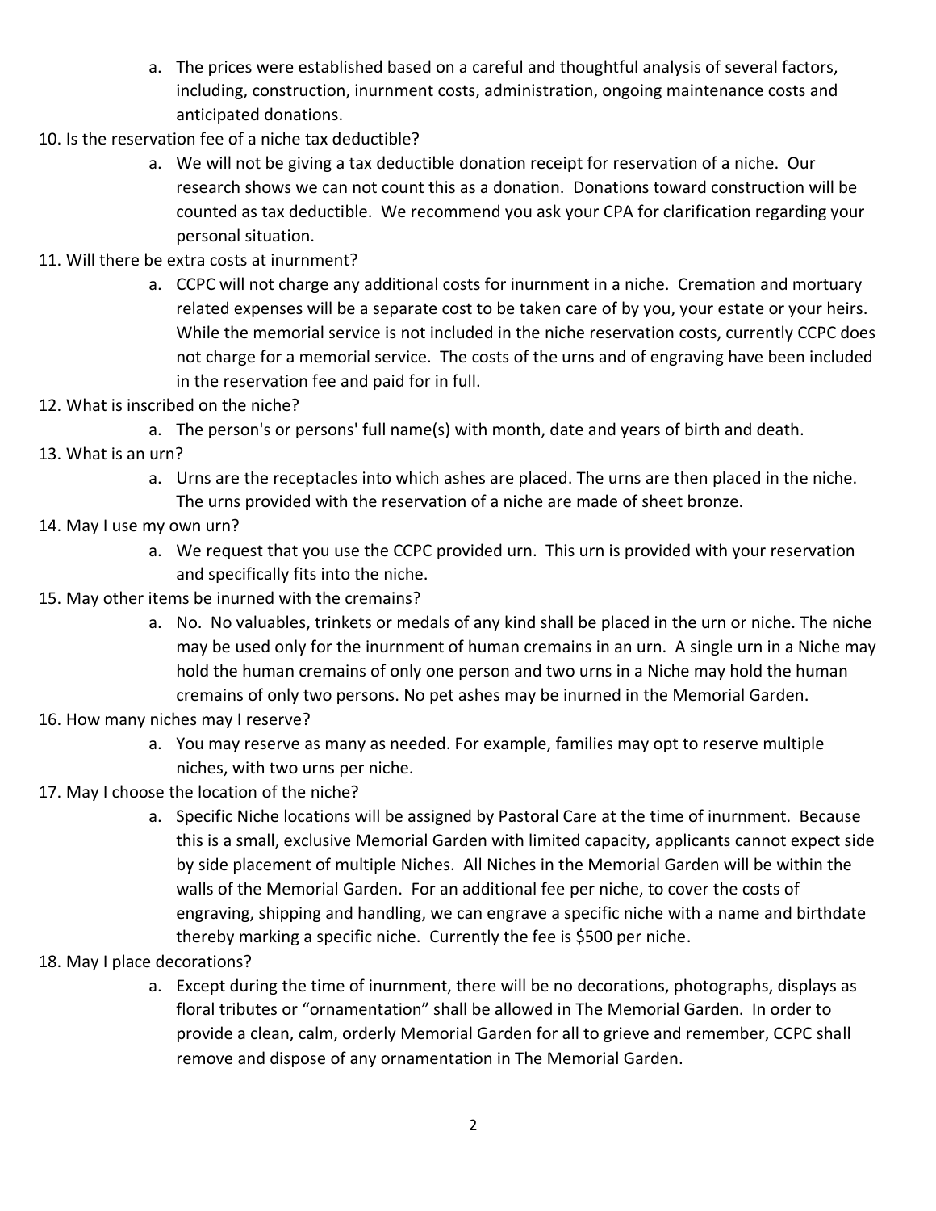a. The prices were established based on a careful and thoughtful analysis of several factors, including, construction, inurnment costs, administration, ongoing maintenance costs and anticipated donations.

10. Is the reservation fee of a niche tax deductible?
    a. We will not be giving a tax deductible donation receipt for reservation of a niche. Our research shows we can not count this as a donation. Donations toward construction will be counted as tax deductible. We recommend you ask your CPA for clarification regarding your personal situation.
11. Will there be extra costs at inurnment?
    a. CCPC will not charge any additional costs for inurnment in a niche. Cremation and mortuary related expenses will be a separate cost to be taken care of by you, your estate or your heirs. While the memorial service is not included in the niche reservation costs, currently CCPC does not charge for a memorial service. The costs of the urns and of engraving have been included in the reservation fee and paid for in full.
12. What is inscribed on the niche?
    a. The person's or persons' full name(s) with month, date and years of birth and death.
13. What is an urn?
    a. Urns are the receptacles into which ashes are placed. The urns are then placed in the niche. The urns provided with the reservation of a niche are made of sheet bronze.
14. May I use my own urn?
    a. We request that you use the CCPC provided urn. This urn is provided with your reservation and specifically fits into the niche.
15. May other items be inurned with the cremains?
    a. No. No valuables, trinkets or medals of any kind shall be placed in the urn or niche. The niche may be used only for the inurnment of human cremains in an urn. A single urn in a Niche may hold the human cremains of only one person and two urns in a Niche may hold the human cremains of only two persons. No pet ashes may be inurned in the Memorial Garden.
16. How many niches may I reserve?
    a. You may reserve as many as needed. For example, families may opt to reserve multiple niches, with two urns per niche.
17. May I choose the location of the niche?
    a. Specific Niche locations will be assigned by Pastoral Care at the time of inurnment. Because this is a small, exclusive Memorial Garden with limited capacity, applicants cannot expect side by side placement of multiple Niches. All Niches in the Memorial Garden will be within the walls of the Memorial Garden. For an additional fee per niche, to cover the costs of engraving, shipping and handling, we can engrave a specific niche with a name and birthdate thereby marking a specific niche. Currently the fee is $500 per niche.
18. May I place decorations?
    a. Except during the time of inurnment, there will be no decorations, photographs, displays as floral tributes or "ornamentation" shall be allowed in The Memorial Garden. In order to provide a clean, calm, orderly Memorial Garden for all to grieve and remember, CCPC shall remove and dispose of any ornamentation in The Memorial Garden.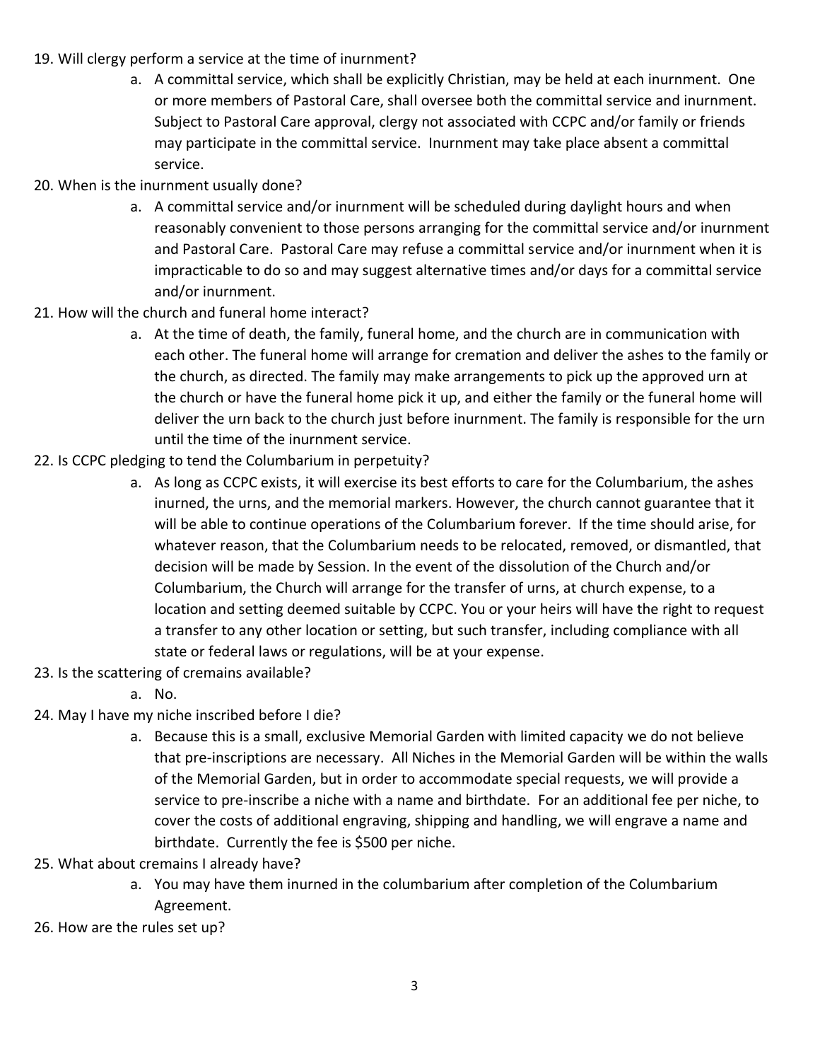19. Will clergy perform a service at the time of inurnment?
    a. A committal service, which shall be explicitly Christian, may be held at each inurnment. One or more members of Pastoral Care, shall oversee both the committal service and inurnment. Subject to Pastoral Care approval, clergy not associated with CCPC and/or family or friends may participate in the committal service. Inurnment may take place absent a committal service.
20. When is the inurnment usually done?
    a. A committal service and/or inurnment will be scheduled during daylight hours and when reasonably convenient to those persons arranging for the committal service and/or inurnment and Pastoral Care. Pastoral Care may refuse a committal service and/or inurnment when it is impracticable to do so and may suggest alternative times and/or days for a committal service and/or inurnment.
21. How will the church and funeral home interact?
    a. At the time of death, the family, funeral home, and the church are in communication with each other. The funeral home will arrange for cremation and deliver the ashes to the family or the church, as directed. The family may make arrangements to pick up the approved urn at the church or have the funeral home pick it up, and either the family or the funeral home will deliver the urn back to the church just before inurnment. The family is responsible for the urn until the time of the inurnment service.
22. Is CCPC pledging to tend the Columbarium in perpetuity?
    a. As long as CCPC exists, it will exercise its best efforts to care for the Columbarium, the ashes inurned, the urns, and the memorial markers. However, the church cannot guarantee that it will be able to continue operations of the Columbarium forever. If the time should arise, for whatever reason, that the Columbarium needs to be relocated, removed, or dismantled, that decision will be made by Session. In the event of the dissolution of the Church and/or Columbarium, the Church will arrange for the transfer of urns, at church expense, to a location and setting deemed suitable by CCPC. You or your heirs will have the right to request a transfer to any other location or setting, but such transfer, including compliance with all state or federal laws or regulations, will be at your expense.
23. Is the scattering of cremains available?
    a. No.
24. May I have my niche inscribed before I die?
    a. Because this is a small, exclusive Memorial Garden with limited capacity we do not believe that pre-inscriptions are necessary. All Niches in the Memorial Garden will be within the walls of the Memorial Garden, but in order to accommodate special requests, we will provide a service to pre-inscribe a niche with a name and birthdate. For an additional fee per niche, to cover the costs of additional engraving, shipping and handling, we will engrave a name and birthdate. Currently the fee is $500 per niche.
25. What about cremains I already have?
    a. You may have them inurned in the columbarium after completion of the Columbarium Agreement.
26. How are the rules set up?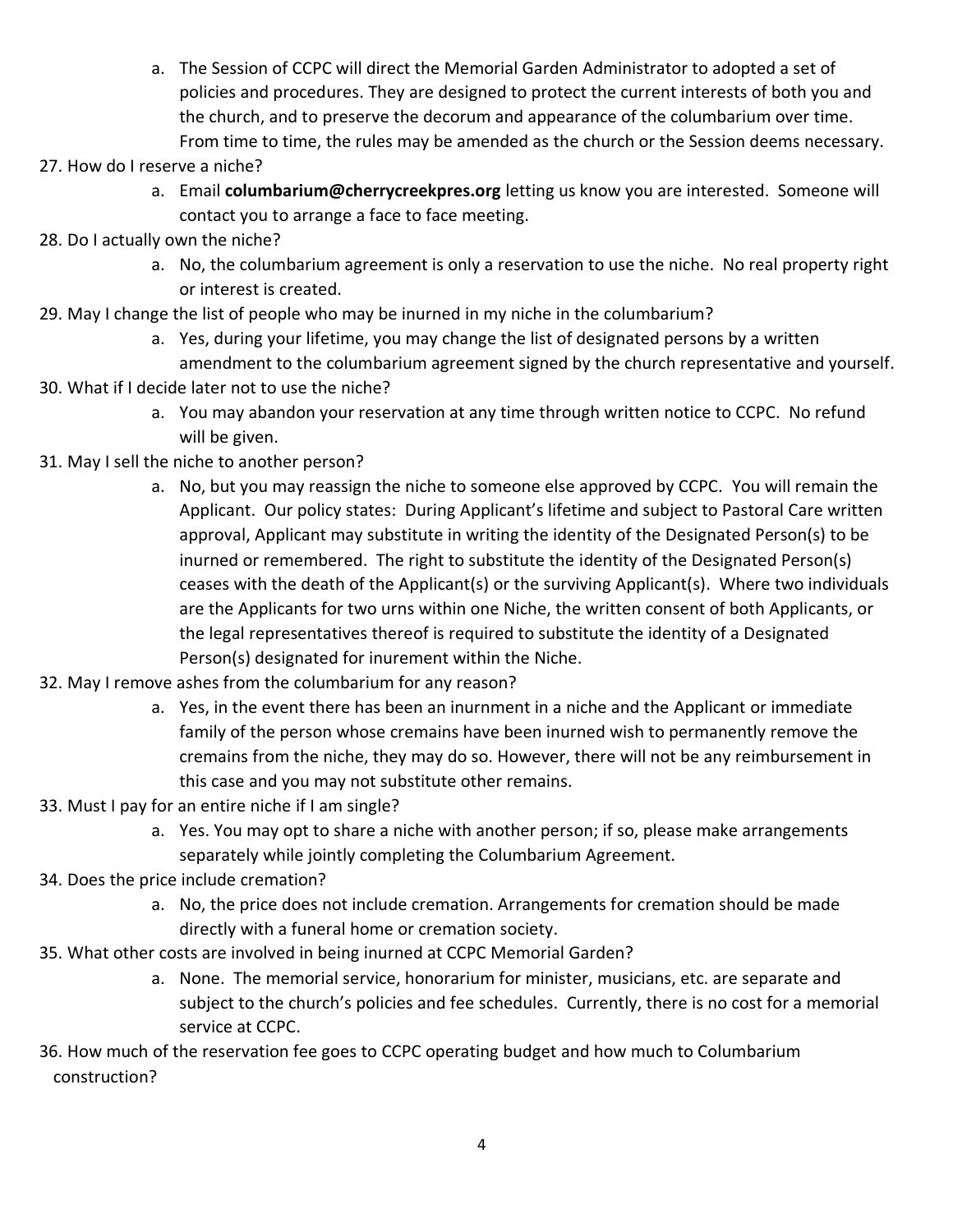a. The Session of CCPC will direct the Memorial Garden Administrator to adopted a set of policies and procedures. They are designed to protect the current interests of both you and the church, and to preserve the decorum and appearance of the columbarium over time. From time to time, the rules may be amended as the church or the Session deems necessary.

27. How do I reserve a niche?
    a. Email **columbarium@cherrycreekpres.org** letting us know you are interested. Someone will contact you to arrange a face to face meeting.
28. Do I actually own the niche?
    a. No, the columbarium agreement is only a reservation to use the niche. No real property right or interest is created.
29. May I change the list of people who may be inurned in my niche in the columbarium?
    a. Yes, during your lifetime, you may change the list of designated persons by a written amendment to the columbarium agreement signed by the church representative and yourself.
30. What if I decide later not to use the niche?
    a. You may abandon your reservation at any time through written notice to CCPC. No refund will be given.
31. May I sell the niche to another person?
    a. No, but you may reassign the niche to someone else approved by CCPC. You will remain the Applicant. Our policy states: During Applicant's lifetime and subject to Pastoral Care written approval, Applicant may substitute in writing the identity of the Designated Person(s) to be inurned or remembered. The right to substitute the identity of the Designated Person(s) ceases with the death of the Applicant(s) or the surviving Applicant(s). Where two individuals are the Applicants for two urns within one Niche, the written consent of both Applicants, or the legal representatives thereof is required to substitute the identity of a Designated Person(s) designated for inurement within the Niche.
32. May I remove ashes from the columbarium for any reason?
    a. Yes, in the event there has been an inurnment in a niche and the Applicant or immediate family of the person whose cremains have been inurned wish to permanently remove the cremains from the niche, they may do so. However, there will not be any reimbursement in this case and you may not substitute other remains.
33. Must I pay for an entire niche if I am single?
    a. Yes. You may opt to share a niche with another person; if so, please make arrangements separately while jointly completing the Columbarium Agreement.
34. Does the price include cremation?
    a. No, the price does not include cremation. Arrangements for cremation should be made directly with a funeral home or cremation society.
35. What other costs are involved in being inurned at CCPC Memorial Garden?
    a. None. The memorial service, honorarium for minister, musicians, etc. are separate and subject to the church's policies and fee schedules. Currently, there is no cost for a memorial service at CCPC.
36. How much of the reservation fee goes to CCPC operating budget and how much to Columbarium construction?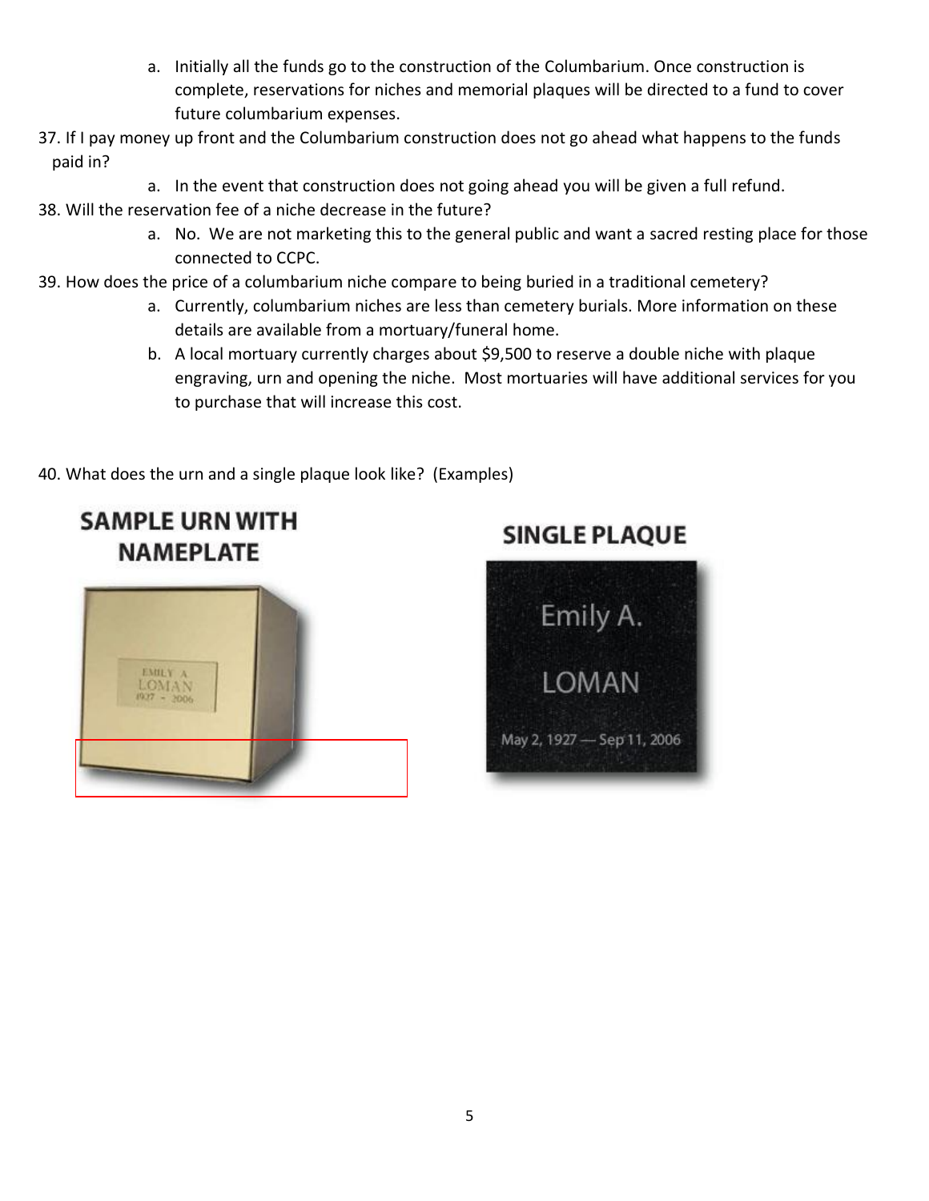a. Initially all the funds go to the construction of the Columbarium. Once construction is complete, reservations for niches and memorial plaques will be directed to a fund to cover future columbarium expenses.

37. If I pay money up front and the Columbarium construction does not go ahead what happens to the funds paid in?
    a. In the event that construction does not going ahead you will be given a full refund.
38. Will the reservation fee of a niche decrease in the future?
    a. No. We are not marketing this to the general public and want a sacred resting place for those connected to CCPC.
39. How does the price of a columbarium niche compare to being buried in a traditional cemetery?
    a. Currently, columbarium niches are less than cemetery burials. More information on these details are available from a mortuary/funeral home.
    b. A local mortuary currently charges about $9,500 to reserve a double niche with plaque engraving, urn and opening the niche. Most mortuaries will have additional services for you to purchase that will increase this cost.
40. What does the urn and a single plaque look like? (Examples)

**SAMPLE URN WITH NAMEPLATE**

**SINGLE PLAQUE**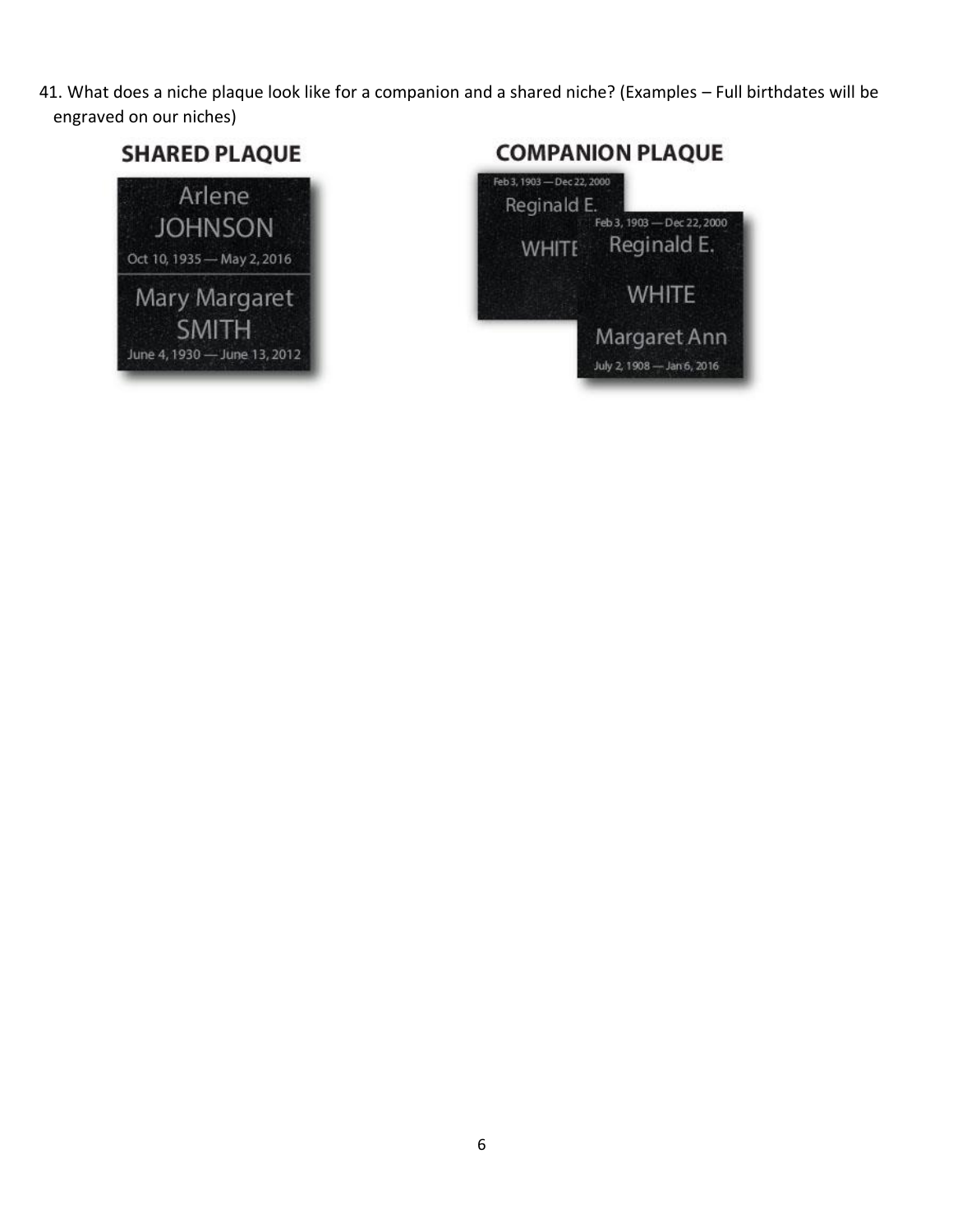41. What does a niche plaque look like for a companion and a shared niche? (Examples – Full birthdates will be engraved on our niches)

SHARED PLAQUE

Arlene
JOHNSON
Oct 10, 1935 — May 2, 2016

Mary Margaret
SMITH
June 4, 1930 — June 13, 2012

COMPANION PLAQUE

Feb 3, 1903 — Dec 22, 2000
Reginald E.
WHITE

Feb 3, 1903 — Dec 22, 2000
Reginald E.
WHITE
Margaret Ann
July 2, 1908 — Jan 6, 2016